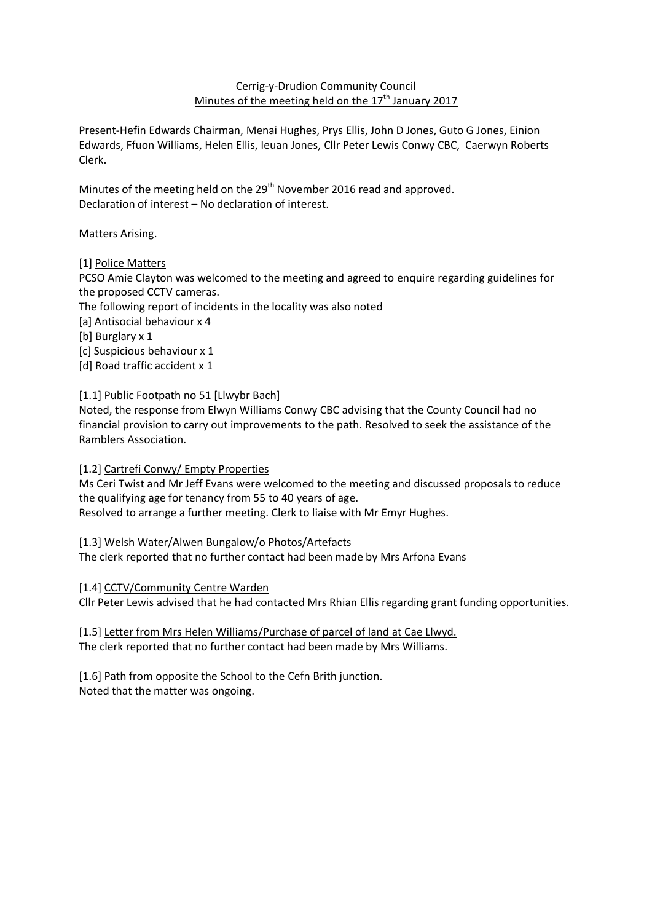<u>Cerrig-y-Drudion Community Council</u>
<u>Minutes of the meeting held on the 17th January 2017</u>

Present-Hefin Edwards Chairman, Menai Hughes, Prys Ellis, John D Jones, Guto G Jones, Einion Edwards, Ffuon Williams, Helen Ellis, Ieuan Jones, Cllr Peter Lewis Conwy CBC, Caerwyn Roberts Clerk.

Minutes of the meeting held on the 29th November 2016 read and approved.
Declaration of interest – No declaration of interest.

Matters Arising.

[1] <u>Police Matters</u>
PCSO Amie Clayton was welcomed to the meeting and agreed to enquire regarding guidelines for the proposed CCTV cameras.
The following report of incidents in the locality was also noted
[a] Antisocial behaviour x 4
[b] Burglary x 1
[c] Suspicious behaviour x 1
[d] Road traffic accident x 1

[1.1] <u>Public Footpath no 51 [Llwybr Bach]</u>
Noted, the response from Elwyn Williams Conwy CBC advising that the County Council had no financial provision to carry out improvements to the path. Resolved to seek the assistance of the Ramblers Association.

[1.2] <u>Cartrefi Conwy/ Empty Properties</u>
Ms Ceri Twist and Mr Jeff Evans were welcomed to the meeting and discussed proposals to reduce the qualifying age for tenancy from 55 to 40 years of age.
Resolved to arrange a further meeting. Clerk to liaise with Mr Emyr Hughes.

[1.3] <u>Welsh Water/Alwen Bungalow/o Photos/Artefacts</u>
The clerk reported that no further contact had been made by Mrs Arfona Evans

[1.4] <u>CCTV/Community Centre Warden</u>
Cllr Peter Lewis advised that he had contacted Mrs Rhian Ellis regarding grant funding opportunities.

[1.5] <u>Letter from Mrs Helen Williams/Purchase of parcel of land at Cae Llwyd.</u>
The clerk reported that no further contact had been made by Mrs Williams.

[1.6] <u>Path from opposite the School to the Cefn Brith junction.</u>
Noted that the matter was ongoing.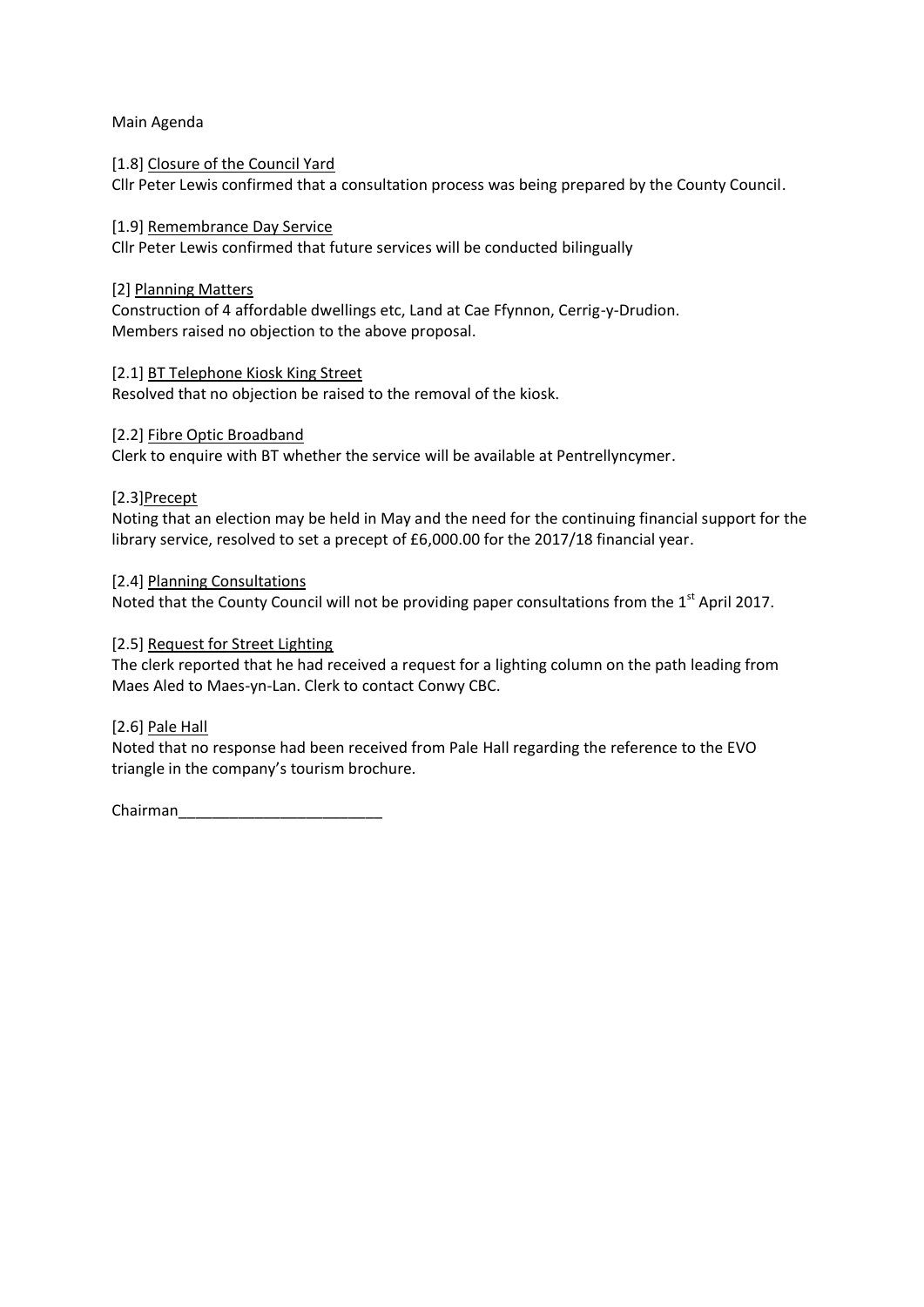Main Agenda

[1.8] <u>Closure of the Council Yard</u>
Cllr Peter Lewis confirmed that a consultation process was being prepared by the County Council.

[1.9] <u>Remembrance Day Service</u>
Cllr Peter Lewis confirmed that future services will be conducted bilingually

[2] <u>Planning Matters</u>
Construction of 4 affordable dwellings etc, Land at Cae Ffynnon, Cerrig-y-Drudion.
Members raised no objection to the above proposal.

[2.1] <u>BT Telephone Kiosk King Street</u>
Resolved that no objection be raised to the removal of the kiosk.

[2.2] <u>Fibre Optic Broadband</u>
Clerk to enquire with BT whether the service will be available at Pentrellyncymer.

[2.3]<u>Precept</u>
Noting that an election may be held in May and the need for the continuing financial support for the library service, resolved to set a precept of £6,000.00 for the 2017/18 financial year.

[2.4] <u>Planning Consultations</u>
Noted that the County Council will not be providing paper consultations from the 1st April 2017.

[2.5] <u>Request for Street Lighting</u>
The clerk reported that he had received a request for a lighting column on the path leading from Maes Aled to Maes-yn-Lan. Clerk to contact Conwy CBC.

[2.6] <u>Pale Hall</u>
Noted that no response had been received from Pale Hall regarding the reference to the EVO triangle in the company's tourism brochure.

Chairman________________________